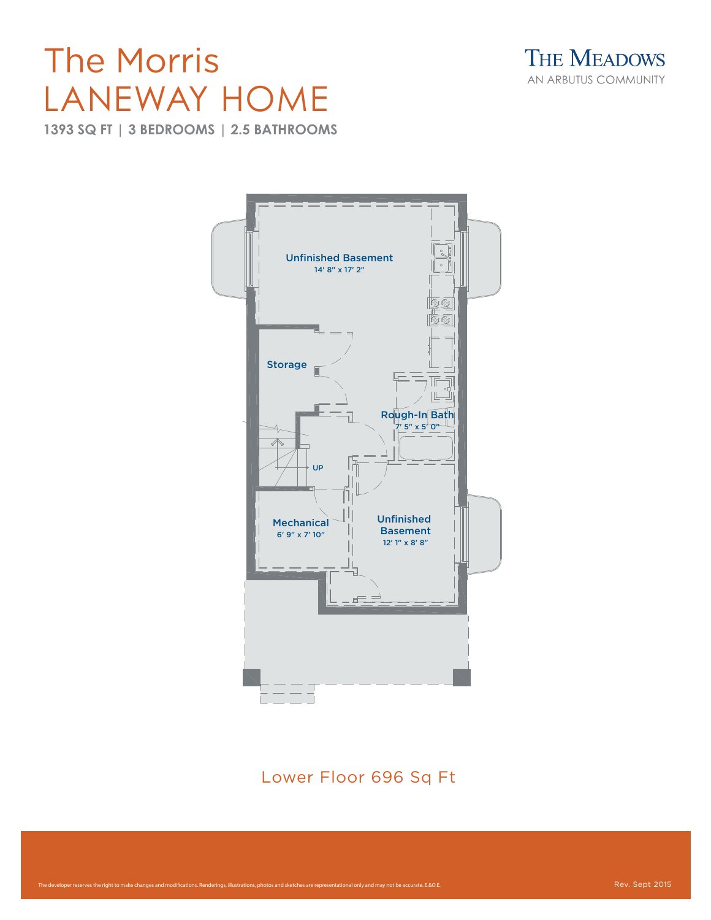# The Morris
# LANEWAY HOME

**1393 SQ FT | 3 BEDROOMS | 2.5 BATHROOMS**

THE MEADOWS
AN ARBUTUS COMMUNITY

Unfinished Basement
14′ 8″ x 17′ 2″

Storage

Rough-In Bath
7′ 5″ x 5′ 0″

UP

Mechanical
6′ 9″ x 7′ 10″

Unfinished Basement
12′ 1″ x 8′ 8″

Lower Floor 696 Sq Ft

The developer reserves the right to make changes and modifications. Renderings, illustrations, photos and sketches are representational only and may not be accurate. E.&O.E.

Rev. Sept 2015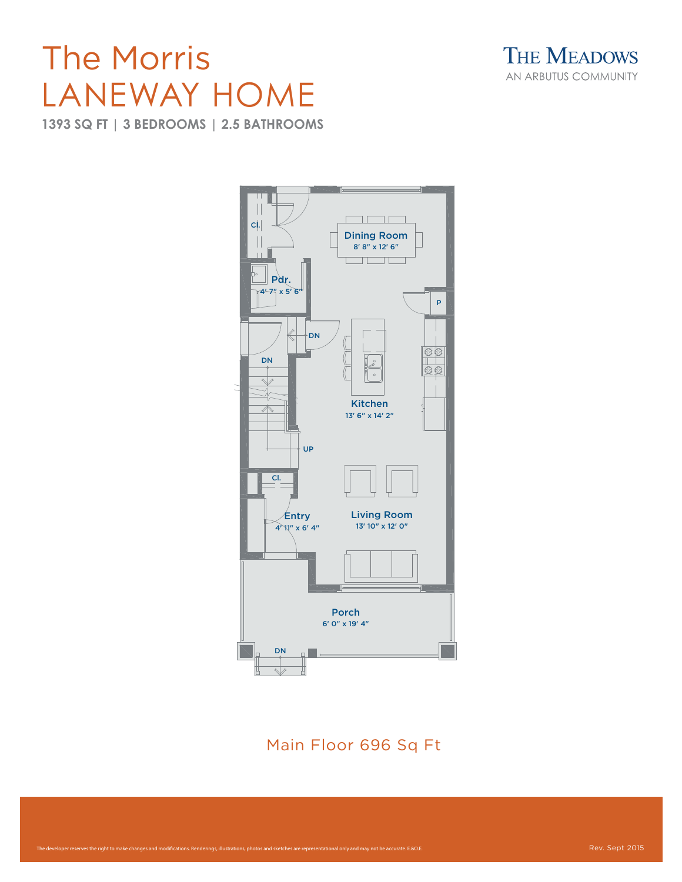# The Morris
# LANEWAY HOME

**1393 SQ FT | 3 BEDROOMS | 2.5 BATHROOMS**

THE MEADOWS
AN ARBUTUS COMMUNITY

Cl.

Dining Room
8' 8" x 12' 6"

Pdr.
4' 7" x 5' 6"

P

DN

DN

Kitchen
13' 6" x 14' 2"

UP

Cl.

Entry
4' 11" x 6' 4"

Living Room
13' 10" x 12' 0"

Porch
6' 0" x 19' 4"

DN

Main Floor 696 Sq Ft

The developer reserves the right to make changes and modifications. Renderings, illustrations, photos and sketches are representational only and may not be accurate. E.&O.E.

Rev. Sept 2015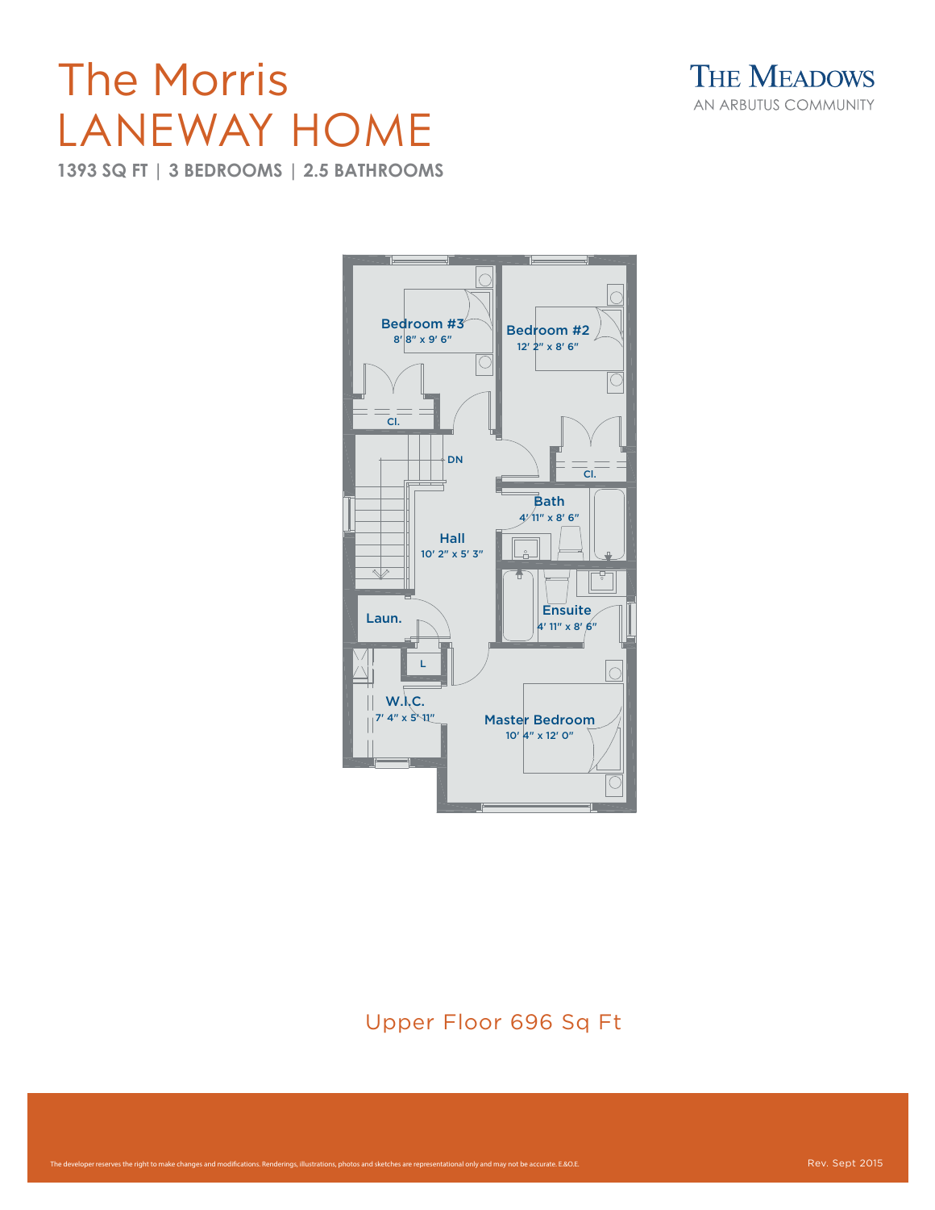# The Morris LANEWAY HOME

**1393 SQ FT | 3 BEDROOMS | 2.5 BATHROOMS**

THE MEADOWS
AN ARBUTUS COMMUNITY

Bedroom #3
8′ 8″ x 9′ 6″

Bedroom #2
12′ 2″ x 8′ 6″

Cl.

DN

Cl.

Bath
4′ 11″ x 8′ 6″

Hall
10′ 2″ x 5′ 3″

Laun.

Ensuite
4′ 11″ x 8′ 6″

L

W.I.C.
7′ 4″ x 5′ 11″

Master Bedroom
10′ 4″ x 12′ 0″

Upper Floor 696 Sq Ft

The developer reserves the right to make changes and modifications. Renderings, illustrations, photos and sketches are representational only and may not be accurate. E.&O.E.

Rev. Sept 2015